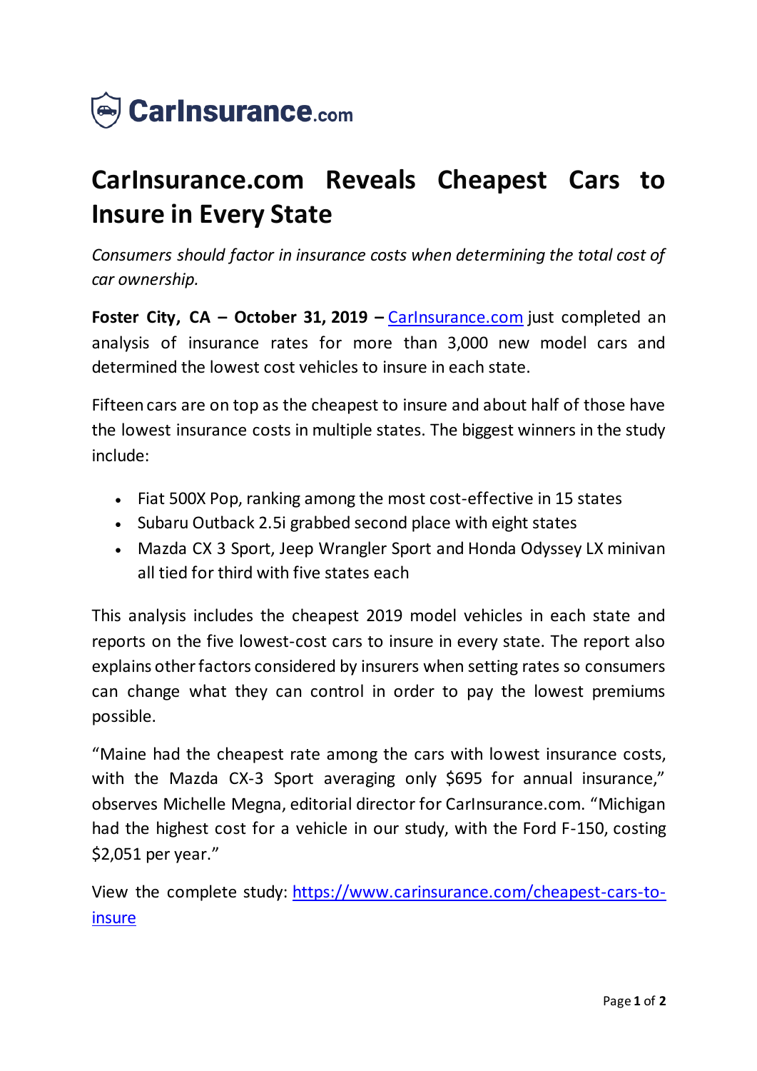CarInsurance.com

# CarInsurance.com Reveals Cheapest Cars to Insure in Every State

*Consumers should factor in insurance costs when determining the total cost of car ownership.*

**Foster City, CA – October 31, 2019 –** [CarInsurance.com](https://www.carinsurance.com) just completed an analysis of insurance rates for more than 3,000 new model cars and determined the lowest cost vehicles to insure in each state.

Fifteen cars are on top as the cheapest to insure and about half of those have the lowest insurance costs in multiple states. The biggest winners in the study include:

- Fiat 500X Pop, ranking among the most cost-effective in 15 states
- Subaru Outback 2.5i grabbed second place with eight states
- Mazda CX 3 Sport, Jeep Wrangler Sport and Honda Odyssey LX minivan all tied for third with five states each

This analysis includes the cheapest 2019 model vehicles in each state and reports on the five lowest-cost cars to insure in every state. The report also explains other factors considered by insurers when setting rates so consumers can change what they can control in order to pay the lowest premiums possible.

"Maine had the cheapest rate among the cars with lowest insurance costs, with the Mazda CX-3 Sport averaging only $695 for annual insurance," observes Michelle Megna, editorial director for CarInsurance.com. "Michigan had the highest cost for a vehicle in our study, with the Ford F-150, costing $2,051 per year."

View the complete study: [https://www.carinsurance.com/cheapest-cars-to-insure](https://www.carinsurance.com/cheapest-cars-to-insure)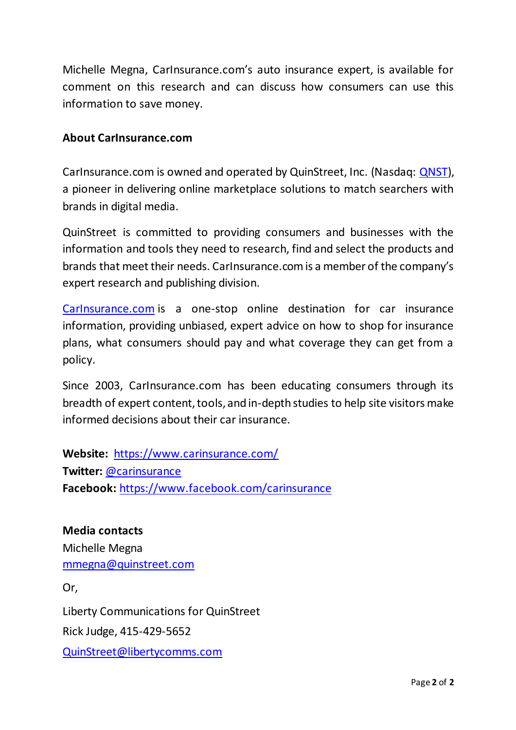Michelle Megna, CarInsurance.com's auto insurance expert, is available for comment on this research and can discuss how consumers can use this information to save money.

**About CarInsurance.com**

CarInsurance.com is owned and operated by QuinStreet, Inc. (Nasdaq: QNST), a pioneer in delivering online marketplace solutions to match searchers with brands in digital media.

QuinStreet is committed to providing consumers and businesses with the information and tools they need to research, find and select the products and brands that meet their needs. CarInsurance.com is a member of the company's expert research and publishing division.

CarInsurance.com is a one-stop online destination for car insurance information, providing unbiased, expert advice on how to shop for insurance plans, what consumers should pay and what coverage they can get from a policy.

Since 2003, CarInsurance.com has been educating consumers through its breadth of expert content, tools, and in-depth studies to help site visitors make informed decisions about their car insurance.

**Website:** https://www.carinsurance.com/
**Twitter:** @carinsurance
**Facebook:** https://www.facebook.com/carinsurance

**Media contacts**
Michelle Megna
mmegna@quinstreet.com

Or,

Liberty Communications for QuinStreet

Rick Judge, 415-429-5652

QuinStreet@libertycomms.com